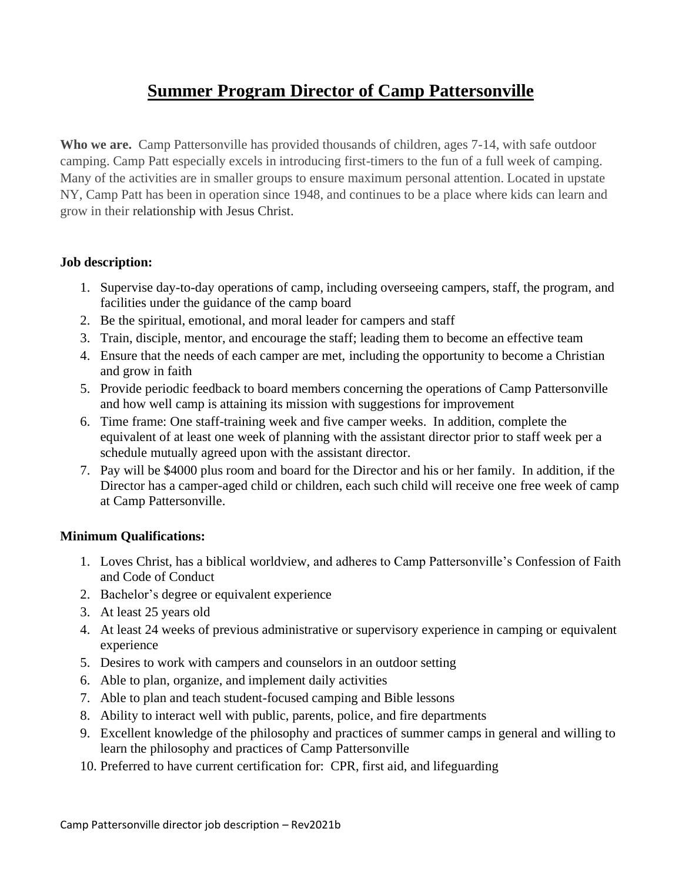# Summer Program Director of Camp Pattersonville

**Who we are.** Camp Pattersonville has provided thousands of children, ages 7-14, with safe outdoor camping. Camp Patt especially excels in introducing first-timers to the fun of a full week of camping. Many of the activities are in smaller groups to ensure maximum personal attention. Located in upstate NY, Camp Patt has been in operation since 1948, and continues to be a place where kids can learn and grow in their relationship with Jesus Christ.

**Job description:**

1. Supervise day-to-day operations of camp, including overseeing campers, staff, the program, and facilities under the guidance of the camp board
2. Be the spiritual, emotional, and moral leader for campers and staff
3. Train, disciple, mentor, and encourage the staff; leading them to become an effective team
4. Ensure that the needs of each camper are met, including the opportunity to become a Christian and grow in faith
5. Provide periodic feedback to board members concerning the operations of Camp Pattersonville and how well camp is attaining its mission with suggestions for improvement
6. Time frame: One staff-training week and five camper weeks. In addition, complete the equivalent of at least one week of planning with the assistant director prior to staff week per a schedule mutually agreed upon with the assistant director.
7. Pay will be $4000 plus room and board for the Director and his or her family. In addition, if the Director has a camper-aged child or children, each such child will receive one free week of camp at Camp Pattersonville.

**Minimum Qualifications:**

1. Loves Christ, has a biblical worldview, and adheres to Camp Pattersonville's Confession of Faith and Code of Conduct
2. Bachelor's degree or equivalent experience
3. At least 25 years old
4. At least 24 weeks of previous administrative or supervisory experience in camping or equivalent experience
5. Desires to work with campers and counselors in an outdoor setting
6. Able to plan, organize, and implement daily activities
7. Able to plan and teach student-focused camping and Bible lessons
8. Ability to interact well with public, parents, police, and fire departments
9. Excellent knowledge of the philosophy and practices of summer camps in general and willing to learn the philosophy and practices of Camp Pattersonville
10. Preferred to have current certification for: CPR, first aid, and lifeguarding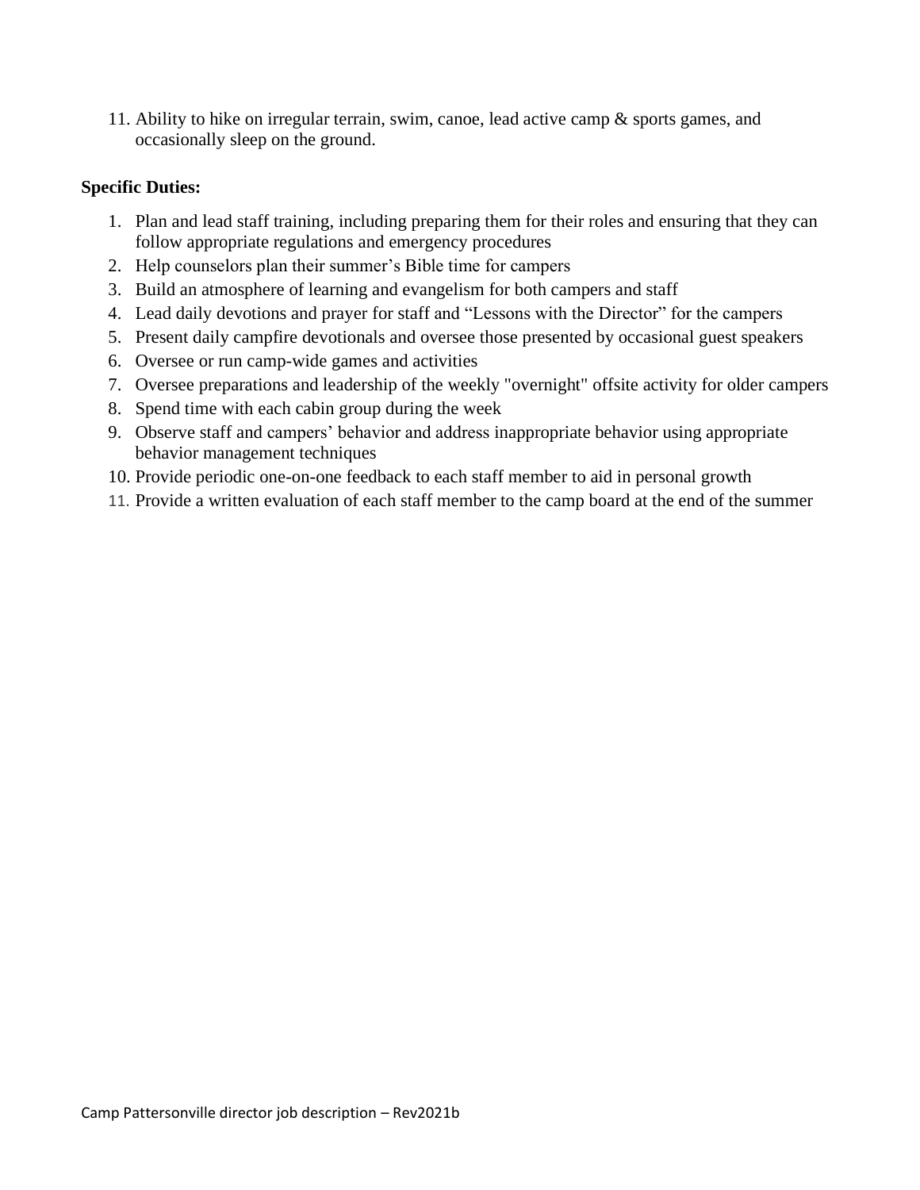11. Ability to hike on irregular terrain, swim, canoe, lead active camp & sports games, and occasionally sleep on the ground.

**Specific Duties:**

1. Plan and lead staff training, including preparing them for their roles and ensuring that they can follow appropriate regulations and emergency procedures
2. Help counselors plan their summer's Bible time for campers
3. Build an atmosphere of learning and evangelism for both campers and staff
4. Lead daily devotions and prayer for staff and "Lessons with the Director" for the campers
5. Present daily campfire devotionals and oversee those presented by occasional guest speakers
6. Oversee or run camp-wide games and activities
7. Oversee preparations and leadership of the weekly "overnight" offsite activity for older campers
8. Spend time with each cabin group during the week
9. Observe staff and campers' behavior and address inappropriate behavior using appropriate behavior management techniques
10. Provide periodic one-on-one feedback to each staff member to aid in personal growth
11. Provide a written evaluation of each staff member to the camp board at the end of the summer